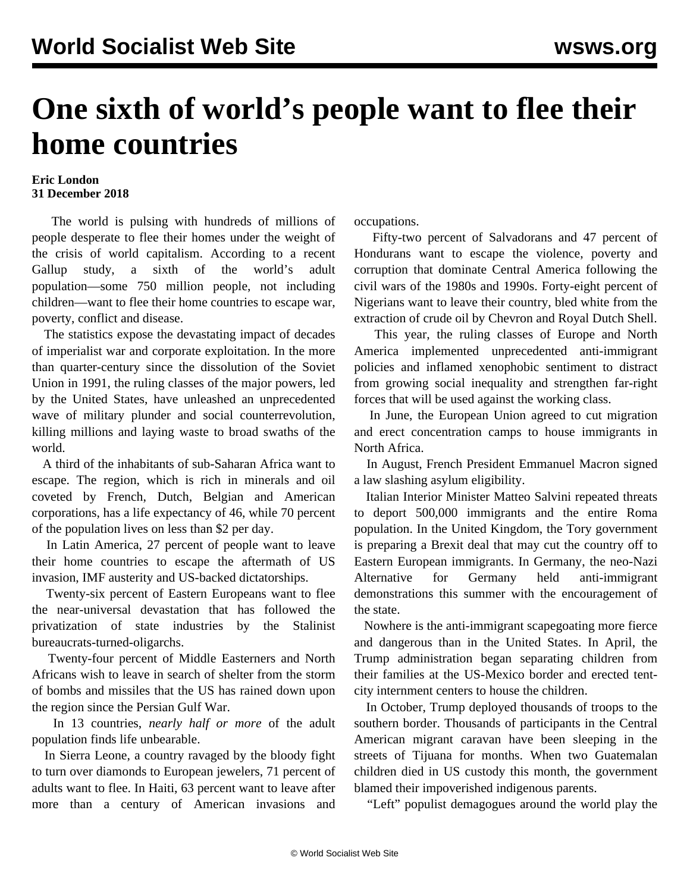# One sixth of world's people want to flee their home countries

**Eric London**
**31 December 2018**

The world is pulsing with hundreds of millions of people desperate to flee their homes under the weight of the crisis of world capitalism. According to a recent Gallup study, a sixth of the world's adult population—some 750 million people, not including children—want to flee their home countries to escape war, poverty, conflict and disease.

The statistics expose the devastating impact of decades of imperialist war and corporate exploitation. In the more than quarter-century since the dissolution of the Soviet Union in 1991, the ruling classes of the major powers, led by the United States, have unleashed an unprecedented wave of military plunder and social counterrevolution, killing millions and laying waste to broad swaths of the world.

A third of the inhabitants of sub-Saharan Africa want to escape. The region, which is rich in minerals and oil coveted by French, Dutch, Belgian and American corporations, has a life expectancy of 46, while 70 percent of the population lives on less than $2 per day.

In Latin America, 27 percent of people want to leave their home countries to escape the aftermath of US invasion, IMF austerity and US-backed dictatorships.

Twenty-six percent of Eastern Europeans want to flee the near-universal devastation that has followed the privatization of state industries by the Stalinist bureaucrats-turned-oligarchs.

Twenty-four percent of Middle Easterners and North Africans wish to leave in search of shelter from the storm of bombs and missiles that the US has rained down upon the region since the Persian Gulf War.

In 13 countries, *nearly half or more* of the adult population finds life unbearable.

In Sierra Leone, a country ravaged by the bloody fight to turn over diamonds to European jewelers, 71 percent of adults want to flee. In Haiti, 63 percent want to leave after more than a century of American invasions and occupations.

Fifty-two percent of Salvadorans and 47 percent of Hondurans want to escape the violence, poverty and corruption that dominate Central America following the civil wars of the 1980s and 1990s. Forty-eight percent of Nigerians want to leave their country, bled white from the extraction of crude oil by Chevron and Royal Dutch Shell.

This year, the ruling classes of Europe and North America implemented unprecedented anti-immigrant policies and inflamed xenophobic sentiment to distract from growing social inequality and strengthen far-right forces that will be used against the working class.

In June, the European Union agreed to cut migration and erect concentration camps to house immigrants in North Africa.

In August, French President Emmanuel Macron signed a law slashing asylum eligibility.

Italian Interior Minister Matteo Salvini repeated threats to deport 500,000 immigrants and the entire Roma population. In the United Kingdom, the Tory government is preparing a Brexit deal that may cut the country off to Eastern European immigrants. In Germany, the neo-Nazi Alternative for Germany held anti-immigrant demonstrations this summer with the encouragement of the state.

Nowhere is the anti-immigrant scapegoating more fierce and dangerous than in the United States. In April, the Trump administration began separating children from their families at the US-Mexico border and erected tent-city internment centers to house the children.

In October, Trump deployed thousands of troops to the southern border. Thousands of participants in the Central American migrant caravan have been sleeping in the streets of Tijuana for months. When two Guatemalan children died in US custody this month, the government blamed their impoverished indigenous parents.

"Left" populist demagogues around the world play the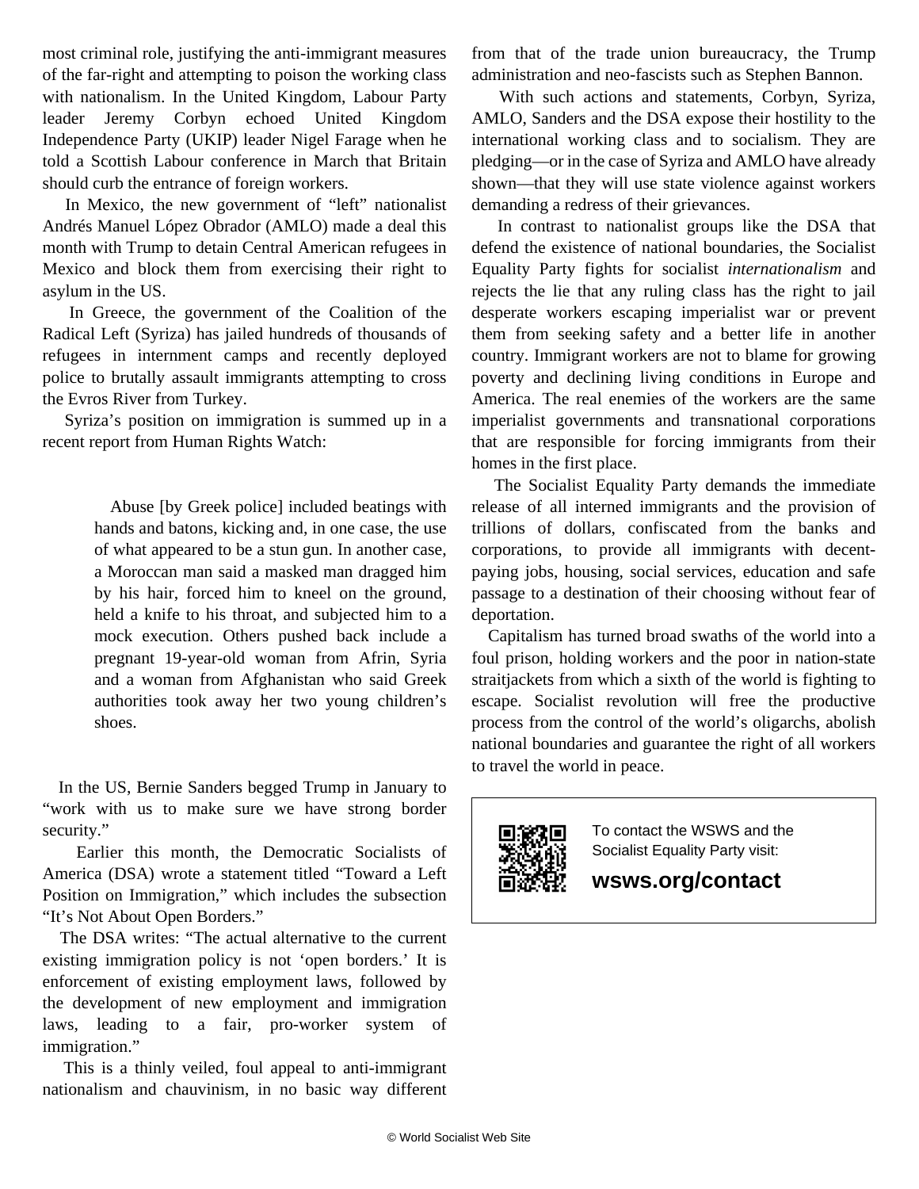most criminal role, justifying the anti-immigrant measures of the far-right and attempting to poison the working class with nationalism. In the United Kingdom, Labour Party leader Jeremy Corbyn echoed United Kingdom Independence Party (UKIP) leader Nigel Farage when he told a Scottish Labour conference in March that Britain should curb the entrance of foreign workers.

In Mexico, the new government of "left" nationalist Andrés Manuel López Obrador (AMLO) made a deal this month with Trump to detain Central American refugees in Mexico and block them from exercising their right to asylum in the US.

In Greece, the government of the Coalition of the Radical Left (Syriza) has jailed hundreds of thousands of refugees in internment camps and recently deployed police to brutally assault immigrants attempting to cross the Evros River from Turkey.

Syriza's position on immigration is summed up in a recent report from Human Rights Watch:

> Abuse [by Greek police] included beatings with hands and batons, kicking and, in one case, the use of what appeared to be a stun gun. In another case, a Moroccan man said a masked man dragged him by his hair, forced him to kneel on the ground, held a knife to his throat, and subjected him to a mock execution. Others pushed back include a pregnant 19-year-old woman from Afrin, Syria and a woman from Afghanistan who said Greek authorities took away her two young children's shoes.

In the US, Bernie Sanders begged Trump in January to "work with us to make sure we have strong border security."

Earlier this month, the Democratic Socialists of America (DSA) wrote a statement titled "Toward a Left Position on Immigration," which includes the subsection "It's Not About Open Borders."

The DSA writes: "The actual alternative to the current existing immigration policy is not 'open borders.' It is enforcement of existing employment laws, followed by the development of new employment and immigration laws, leading to a fair, pro-worker system of immigration."

This is a thinly veiled, foul appeal to anti-immigrant nationalism and chauvinism, in no basic way different from that of the trade union bureaucracy, the Trump administration and neo-fascists such as Stephen Bannon.

With such actions and statements, Corbyn, Syriza, AMLO, Sanders and the DSA expose their hostility to the international working class and to socialism. They are pledging—or in the case of Syriza and AMLO have already shown—that they will use state violence against workers demanding a redress of their grievances.

In contrast to nationalist groups like the DSA that defend the existence of national boundaries, the Socialist Equality Party fights for socialist *internationalism* and rejects the lie that any ruling class has the right to jail desperate workers escaping imperialist war or prevent them from seeking safety and a better life in another country. Immigrant workers are not to blame for growing poverty and declining living conditions in Europe and America. The real enemies of the workers are the same imperialist governments and transnational corporations that are responsible for forcing immigrants from their homes in the first place.

The Socialist Equality Party demands the immediate release of all interned immigrants and the provision of trillions of dollars, confiscated from the banks and corporations, to provide all immigrants with decent-paying jobs, housing, social services, education and safe passage to a destination of their choosing without fear of deportation.

Capitalism has turned broad swaths of the world into a foul prison, holding workers and the poor in nation-state straitjackets from which a sixth of the world is fighting to escape. Socialist revolution will free the productive process from the control of the world's oligarchs, abolish national boundaries and guarantee the right of all workers to travel the world in peace.

To contact the WSWS and the Socialist Equality Party visit:

**wsws.org/contact**